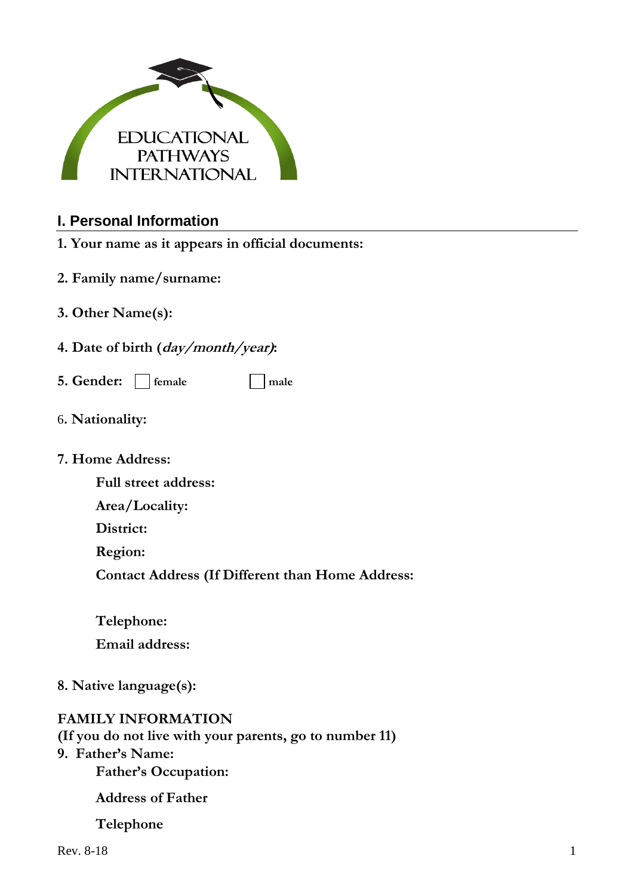EDUCATIONAL PATHWAYS INTERNATIONAL

## I. Personal Information

**1. Your name as it appears in official documents:**

**2. Family name/surname:**

**3. Other Name(s):**

**4. Date of birth (*day/month/year*):**

**5. Gender:** ☐ female ☐ male

**6. Nationality:**

**7. Home Address:**

**Full street address:**

**Area/Locality:**

**District:**

**Region:**

**Contact Address (If Different than Home Address:**

**Telephone:**

**Email address:**

**8. Native language(s):**

**FAMILY INFORMATION**

**(If you do not live with your parents, go to number 11)**

**9. Father's Name:**

**Father's Occupation:**

**Address of Father**

**Telephone**

Rev. 8-18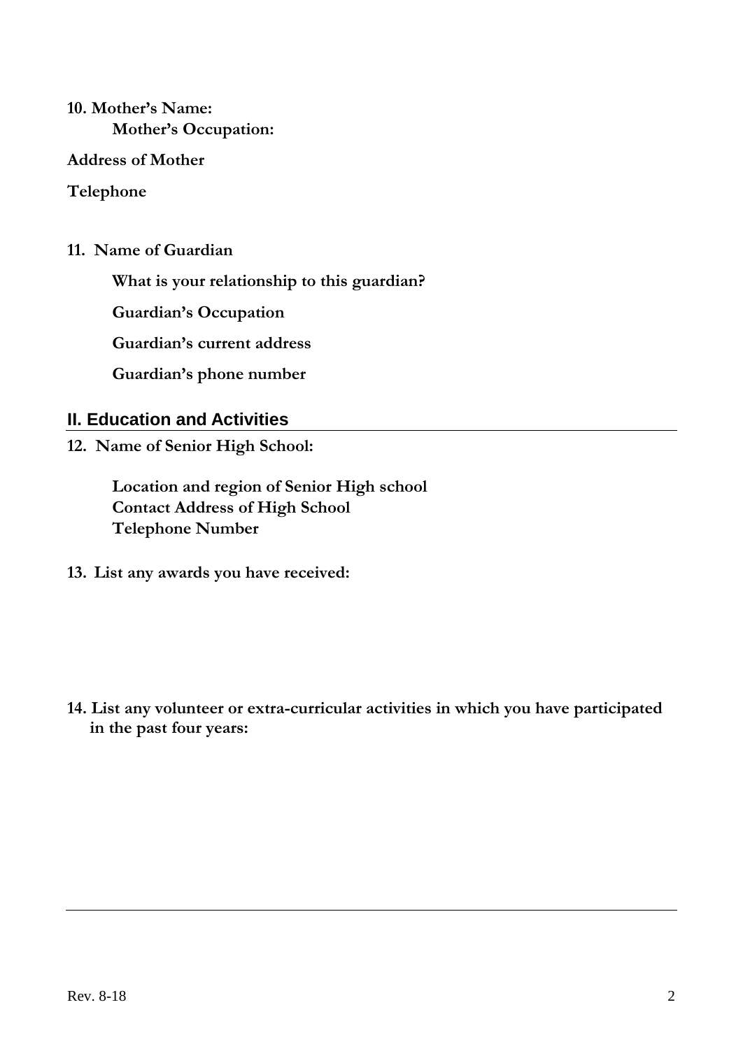**10. Mother's Name:**

**Mother's Occupation:**

**Address of Mother**

**Telephone**

**11. Name of Guardian**

**What is your relationship to this guardian?**

**Guardian's Occupation**

**Guardian's current address**

**Guardian's phone number**

## II. Education and Activities

**12. Name of Senior High School:**

**Location and region of Senior High school**
**Contact Address of High School**
**Telephone Number**

**13. List any awards you have received:**

**14. List any volunteer or extra-curricular activities in which you have participated in the past four years:**

Rev. 8-18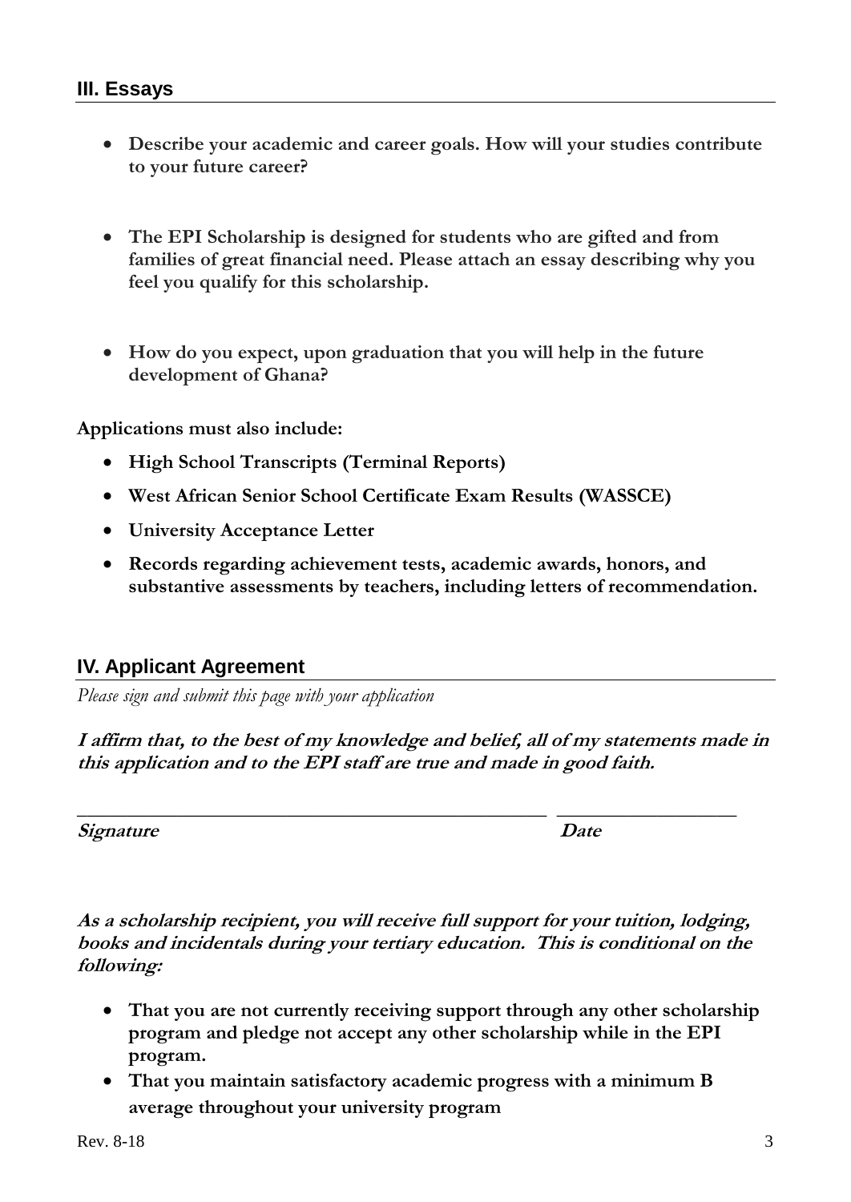## III. Essays

- **Describe your academic and career goals. How will your studies contribute to your future career?**

- **The EPI Scholarship is designed for students who are gifted and from families of great financial need. Please attach an essay describing why you feel you qualify for this scholarship.**

- **How do you expect, upon graduation that you will help in the future development of Ghana?**

**Applications must also include:**

- **High School Transcripts (Terminal Reports)**
- **West African Senior School Certificate Exam Results (WASSCE)**
- **University Acceptance Letter**
- **Records regarding achievement tests, academic awards, honors, and substantive assessments by teachers, including letters of recommendation.**

## IV. Applicant Agreement

*Please sign and submit this page with your application*

***I affirm that, to the best of my knowledge and belief, all of my statements made in this application and to the EPI staff are true and made in good faith.***

\_\_\_\_\_\_\_\_\_\_\_\_\_\_\_\_\_\_\_\_\_\_\_\_\_\_\_\_\_\_\_\_\_\_\_\_\_\_\_\_\_\_\_\_ \_\_\_\_\_\_\_\_\_\_\_\_\_\_\_\_\_\_

***Signature*** ***Date***

***As a scholarship recipient, you will receive full support for your tuition, lodging, books and incidentals during your tertiary education. This is conditional on the following:***

- **That you are not currently receiving support through any other scholarship program and pledge not accept any other scholarship while in the EPI program.**
- **That you maintain satisfactory academic progress with a minimum B average throughout your university program**

Rev. 8-18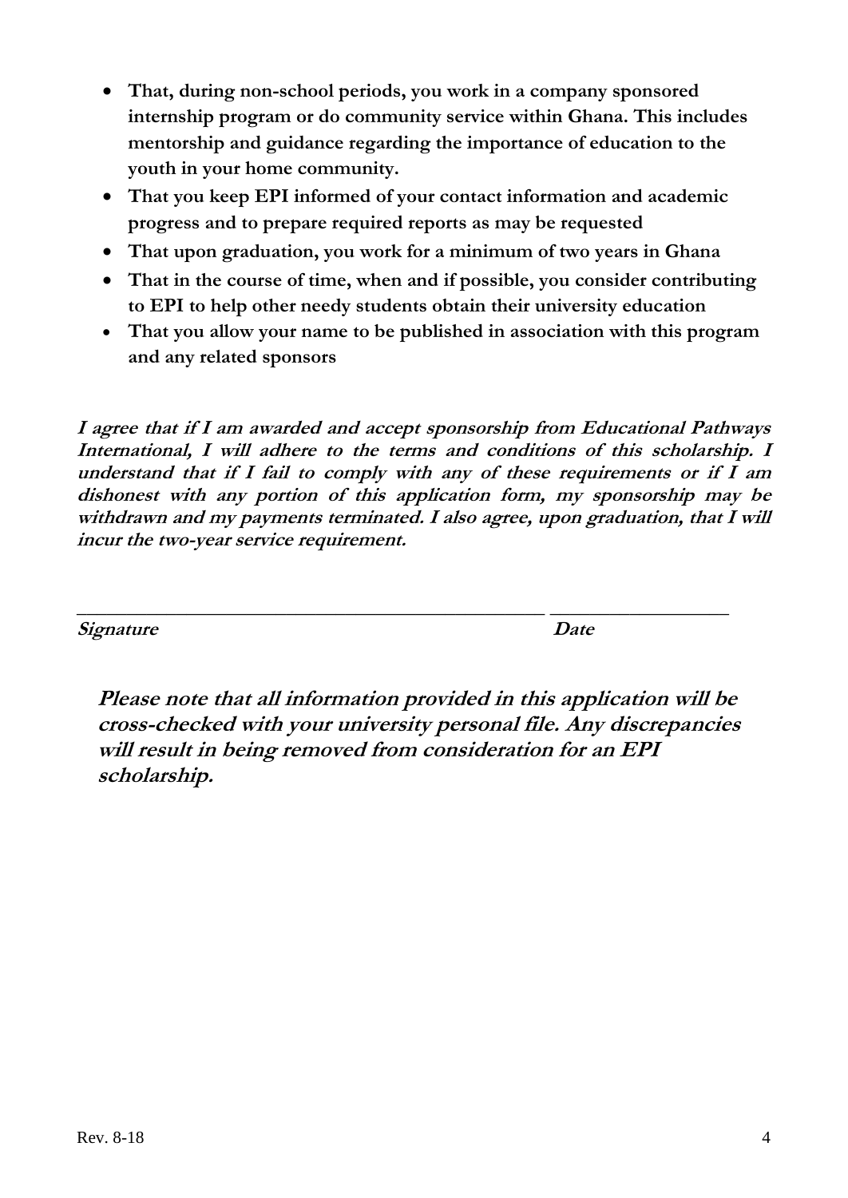- **That, during non-school periods, you work in a company sponsored internship program or do community service within Ghana. This includes mentorship and guidance regarding the importance of education to the youth in your home community.**
- **That you keep EPI informed of your contact information and academic progress and to prepare required reports as may be requested**
- **That upon graduation, you work for a minimum of two years in Ghana**
- **That in the course of time, when and if possible, you consider contributing to EPI to help other needy students obtain their university education**
- **That you allow your name to be published in association with this program and any related sponsors**

***I agree that if I am awarded and accept sponsorship from Educational Pathways International, I will adhere to the terms and conditions of this scholarship. I understand that if I fail to comply with any of these requirements or if I am dishonest with any portion of this application form, my sponsorship may be withdrawn and my payments terminated. I also agree, upon graduation, that I will incur the two-year service requirement.***

_______________________________________________ __________________

***Signature*** ***Date***

***Please note that all information provided in this application will be cross-checked with your university personal file. Any discrepancies will result in being removed from consideration for an EPI scholarship.***

Rev. 8-18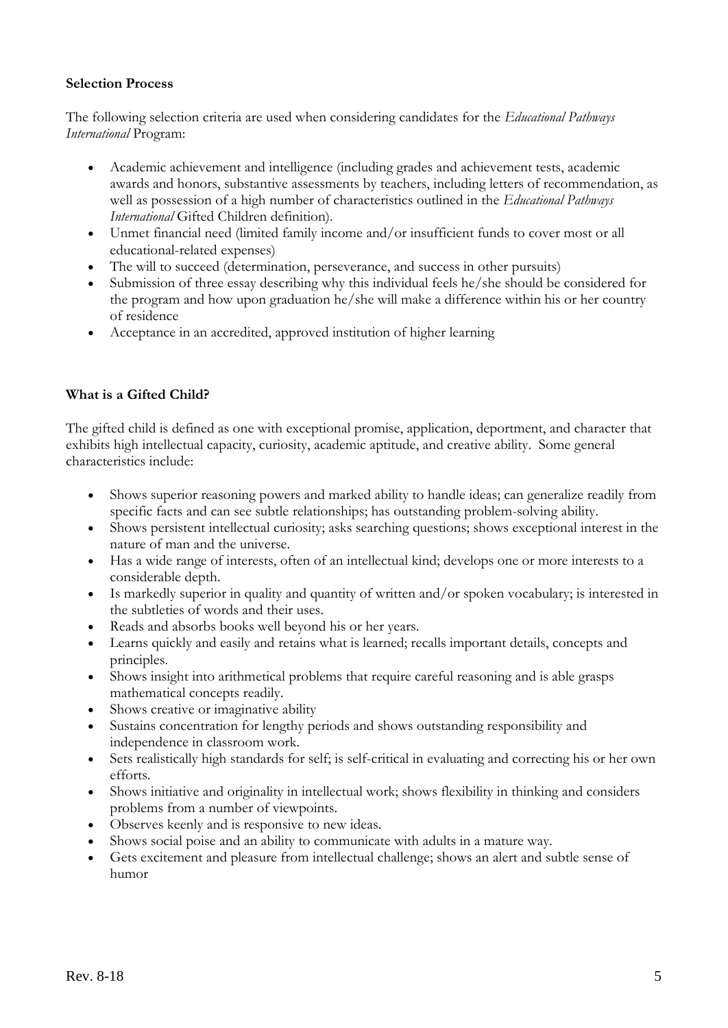**Selection Process**

The following selection criteria are used when considering candidates for the *Educational Pathways International* Program:

- Academic achievement and intelligence (including grades and achievement tests, academic awards and honors, substantive assessments by teachers, including letters of recommendation, as well as possession of a high number of characteristics outlined in the *Educational Pathways International* Gifted Children definition).
- Unmet financial need (limited family income and/or insufficient funds to cover most or all educational-related expenses)
- The will to succeed (determination, perseverance, and success in other pursuits)
- Submission of three essay describing why this individual feels he/she should be considered for the program and how upon graduation he/she will make a difference within his or her country of residence
- Acceptance in an accredited, approved institution of higher learning

**What is a Gifted Child?**

The gifted child is defined as one with exceptional promise, application, deportment, and character that exhibits high intellectual capacity, curiosity, academic aptitude, and creative ability. Some general characteristics include:

- Shows superior reasoning powers and marked ability to handle ideas; can generalize readily from specific facts and can see subtle relationships; has outstanding problem-solving ability.
- Shows persistent intellectual curiosity; asks searching questions; shows exceptional interest in the nature of man and the universe.
- Has a wide range of interests, often of an intellectual kind; develops one or more interests to a considerable depth.
- Is markedly superior in quality and quantity of written and/or spoken vocabulary; is interested in the subtleties of words and their uses.
- Reads and absorbs books well beyond his or her years.
- Learns quickly and easily and retains what is learned; recalls important details, concepts and principles.
- Shows insight into arithmetical problems that require careful reasoning and is able grasps mathematical concepts readily.
- Shows creative or imaginative ability
- Sustains concentration for lengthy periods and shows outstanding responsibility and independence in classroom work.
- Sets realistically high standards for self; is self-critical in evaluating and correcting his or her own efforts.
- Shows initiative and originality in intellectual work; shows flexibility in thinking and considers problems from a number of viewpoints.
- Observes keenly and is responsive to new ideas.
- Shows social poise and an ability to communicate with adults in a mature way.
- Gets excitement and pleasure from intellectual challenge; shows an alert and subtle sense of humor

Rev. 8-18